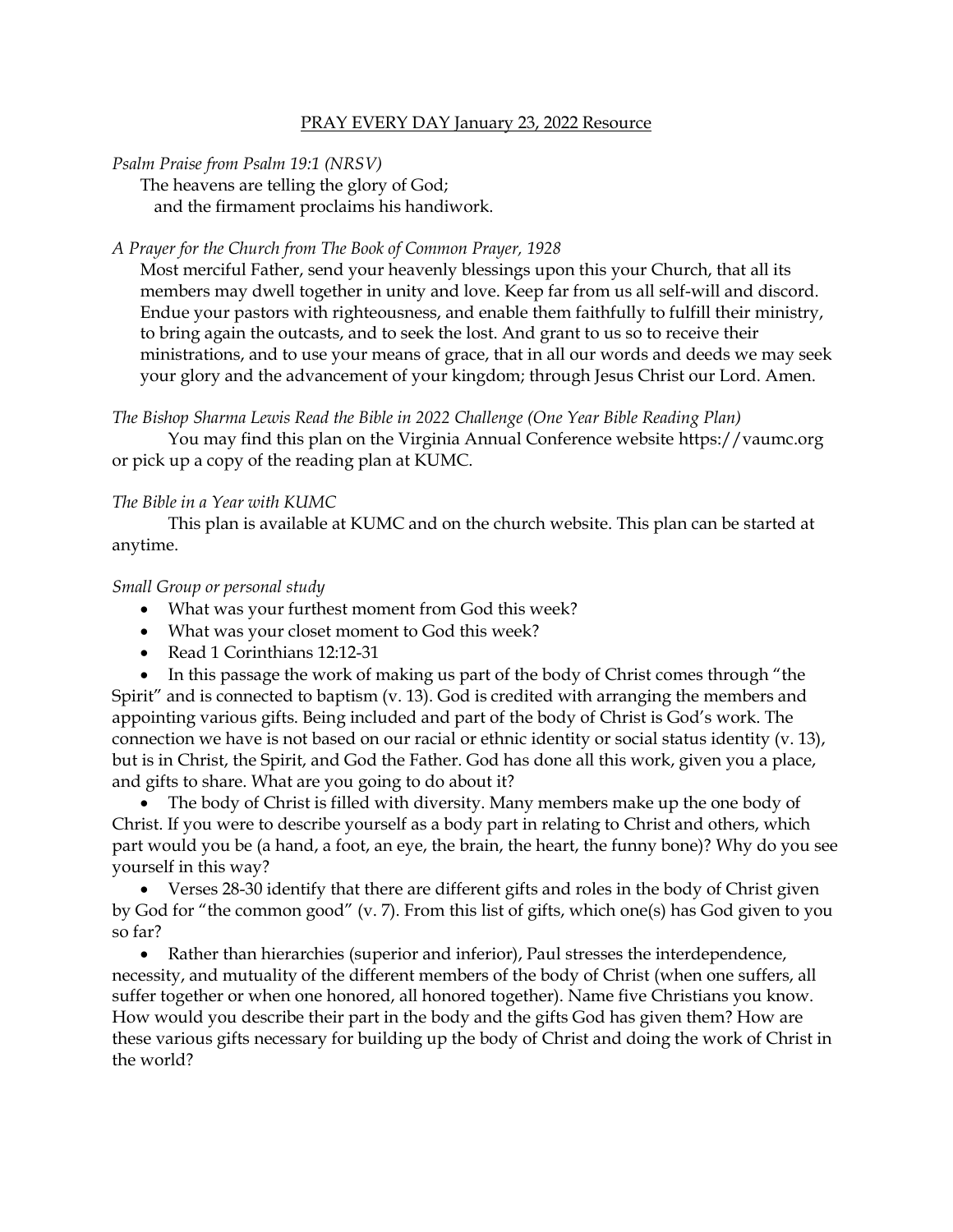# PRAY EVERY DAY January 23, 2022 Resource

*Psalm Praise from Psalm 19:1 (NRSV)*

The heavens are telling the glory of God;
and the firmament proclaims his handiwork.

*A Prayer for the Church from The Book of Common Prayer, 1928*

Most merciful Father, send your heavenly blessings upon this your Church, that all its members may dwell together in unity and love. Keep far from us all self-will and discord. Endue your pastors with righteousness, and enable them faithfully to fulfill their ministry, to bring again the outcasts, and to seek the lost. And grant to us so to receive their ministrations, and to use your means of grace, that in all our words and deeds we may seek your glory and the advancement of your kingdom; through Jesus Christ our Lord. Amen.

*The Bishop Sharma Lewis Read the Bible in 2022 Challenge (One Year Bible Reading Plan)*

You may find this plan on the Virginia Annual Conference website https://vaumc.org or pick up a copy of the reading plan at KUMC.

*The Bible in a Year with KUMC*

This plan is available at KUMC and on the church website. This plan can be started at anytime.

*Small Group or personal study*

- What was your furthest moment from God this week?
- What was your closet moment to God this week?
- Read 1 Corinthians 12:12-31
- In this passage the work of making us part of the body of Christ comes through "the Spirit" and is connected to baptism (v. 13). God is credited with arranging the members and appointing various gifts. Being included and part of the body of Christ is God's work. The connection we have is not based on our racial or ethnic identity or social status identity (v. 13), but is in Christ, the Spirit, and God the Father. God has done all this work, given you a place, and gifts to share. What are you going to do about it?
- The body of Christ is filled with diversity. Many members make up the one body of Christ. If you were to describe yourself as a body part in relating to Christ and others, which part would you be (a hand, a foot, an eye, the brain, the heart, the funny bone)? Why do you see yourself in this way?
- Verses 28-30 identify that there are different gifts and roles in the body of Christ given by God for "the common good" (v. 7). From this list of gifts, which one(s) has God given to you so far?
- Rather than hierarchies (superior and inferior), Paul stresses the interdependence, necessity, and mutuality of the different members of the body of Christ (when one suffers, all suffer together or when one honored, all honored together). Name five Christians you know. How would you describe their part in the body and the gifts God has given them? How are these various gifts necessary for building up the body of Christ and doing the work of Christ in the world?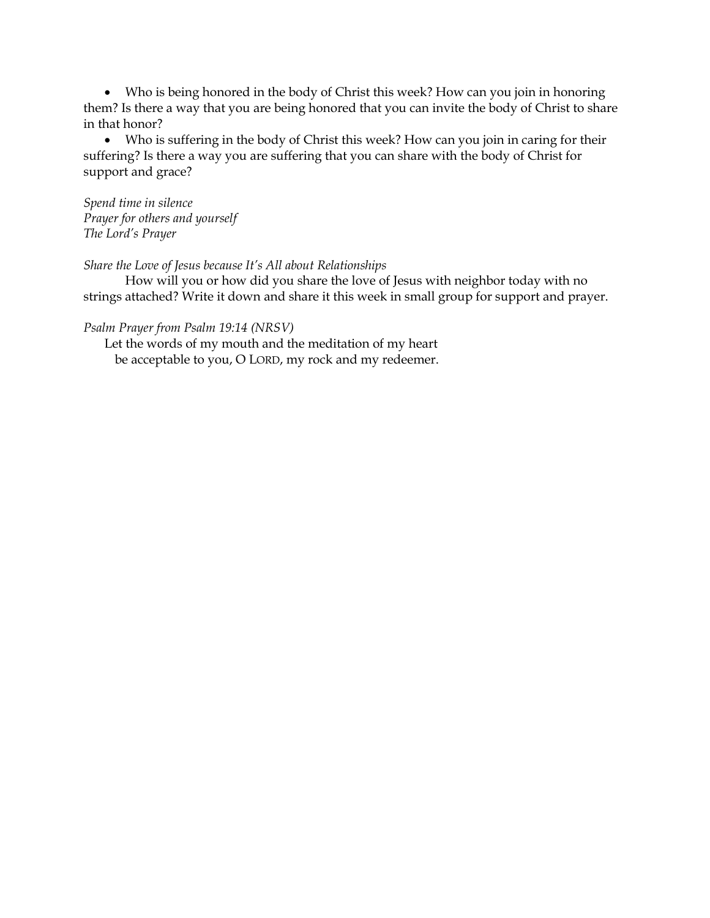- Who is being honored in the body of Christ this week? How can you join in honoring them? Is there a way that you are being honored that you can invite the body of Christ to share in that honor?
- Who is suffering in the body of Christ this week? How can you join in caring for their suffering? Is there a way you are suffering that you can share with the body of Christ for support and grace?

*Spend time in silence*
*Prayer for others and yourself*
*The Lord's Prayer*

*Share the Love of Jesus because It's All about Relationships*

How will you or how did you share the love of Jesus with neighbor today with no strings attached? Write it down and share it this week in small group for support and prayer.

*Psalm Prayer from Psalm 19:14 (NRSV)*

Let the words of my mouth and the meditation of my heart
be acceptable to you, O LORD, my rock and my redeemer.